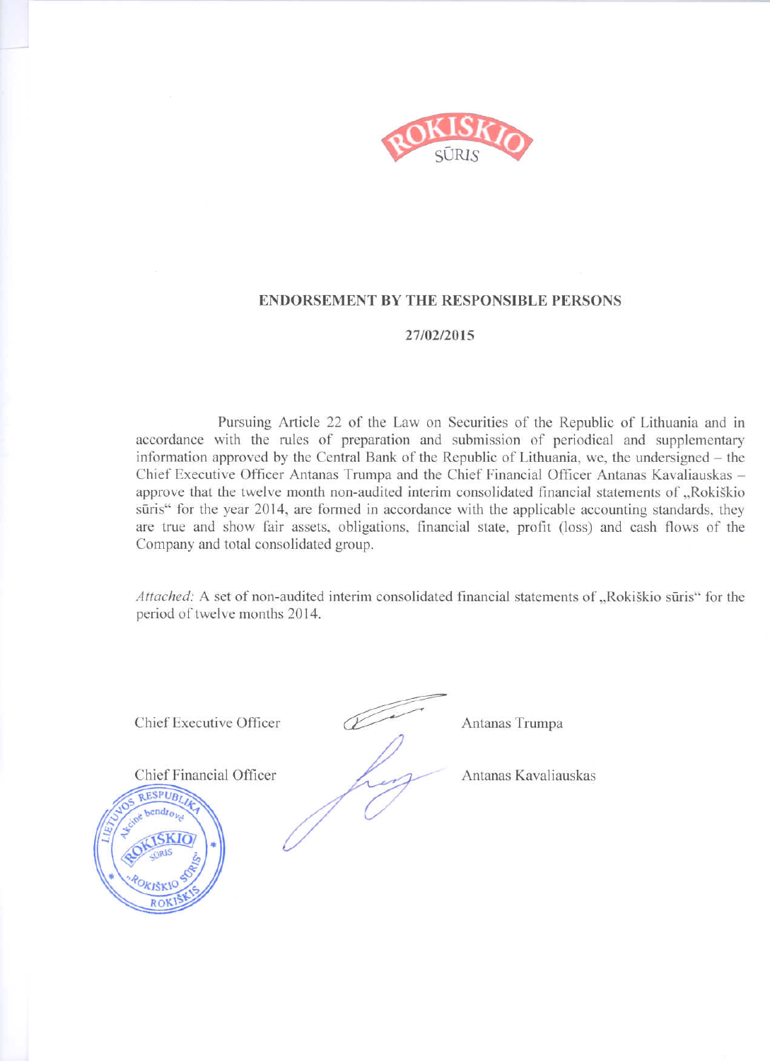ROKIŠKIO SŪRIS

## ENDORSEMENT BY THE RESPONSIBLE PERSONS

**27/02/2015**

Pursuing Article 22 of the Law on Securities of the Republic of Lithuania and in accordance with the rules of preparation and submission of periodical and supplementary information approved by the Central Bank of the Republic of Lithuania, we, the undersigned – the Chief Executive Officer Antanas Trumpa and the Chief Financial Officer Antanas Kavaliauskas – approve that the twelve month non-audited interim consolidated financial statements of „Rokiškio sūris" for the year 2014, are formed in accordance with the applicable accounting standards, they are true and show fair assets, obligations, financial state, profit (loss) and cash flows of the Company and total consolidated group.

*Attached:* A set of non-audited interim consolidated financial statements of „Rokiškio sūris" for the period of twelve months 2014.

Chief Executive Officer Antanas Trumpa

Chief Financial Officer Antanas Kavaliauskas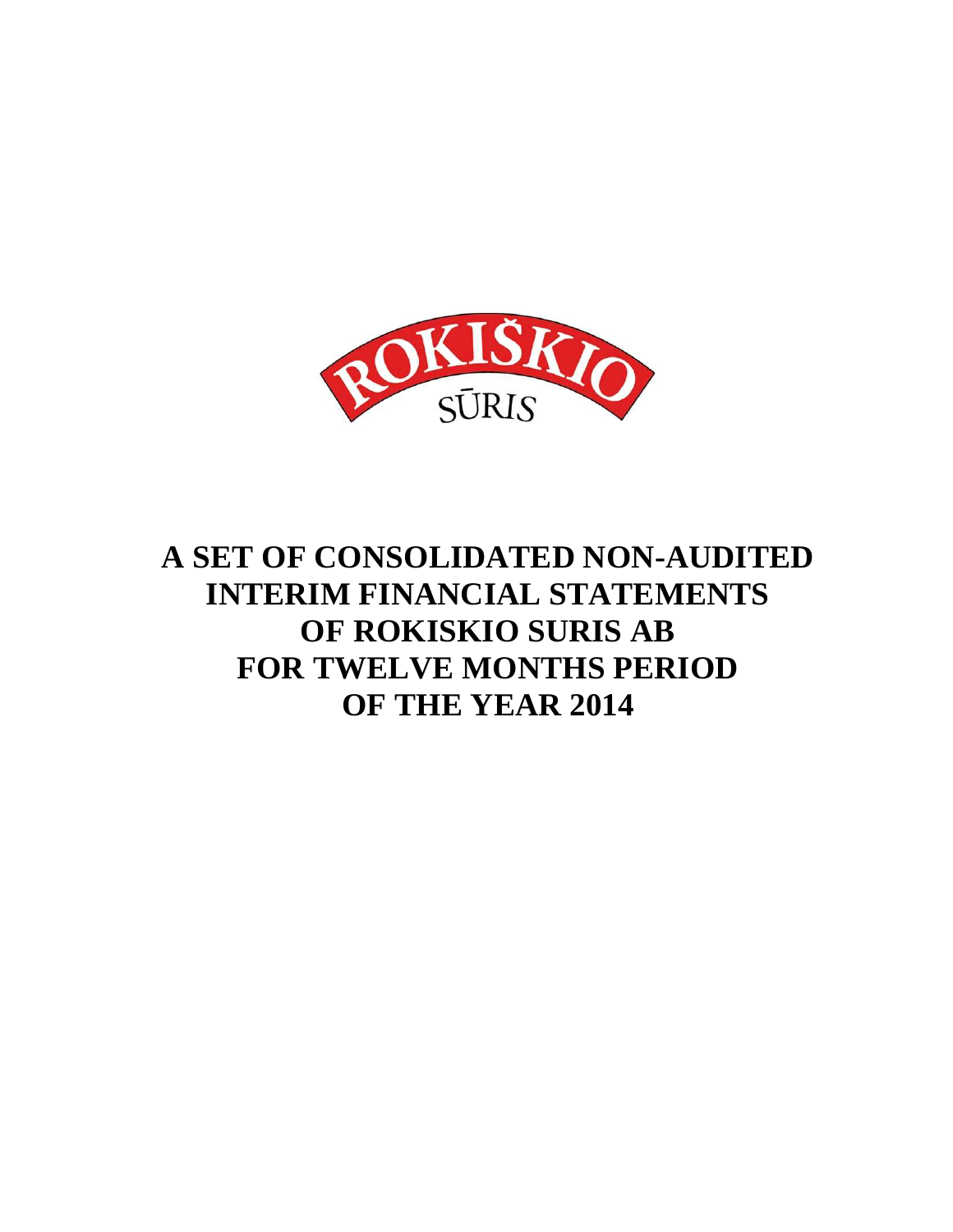ROKIŠKIO SŪRIS

# A SET OF CONSOLIDATED NON-AUDITED INTERIM FINANCIAL STATEMENTS OF ROKISKIO SURIS AB FOR TWELVE MONTHS PERIOD OF THE YEAR 2014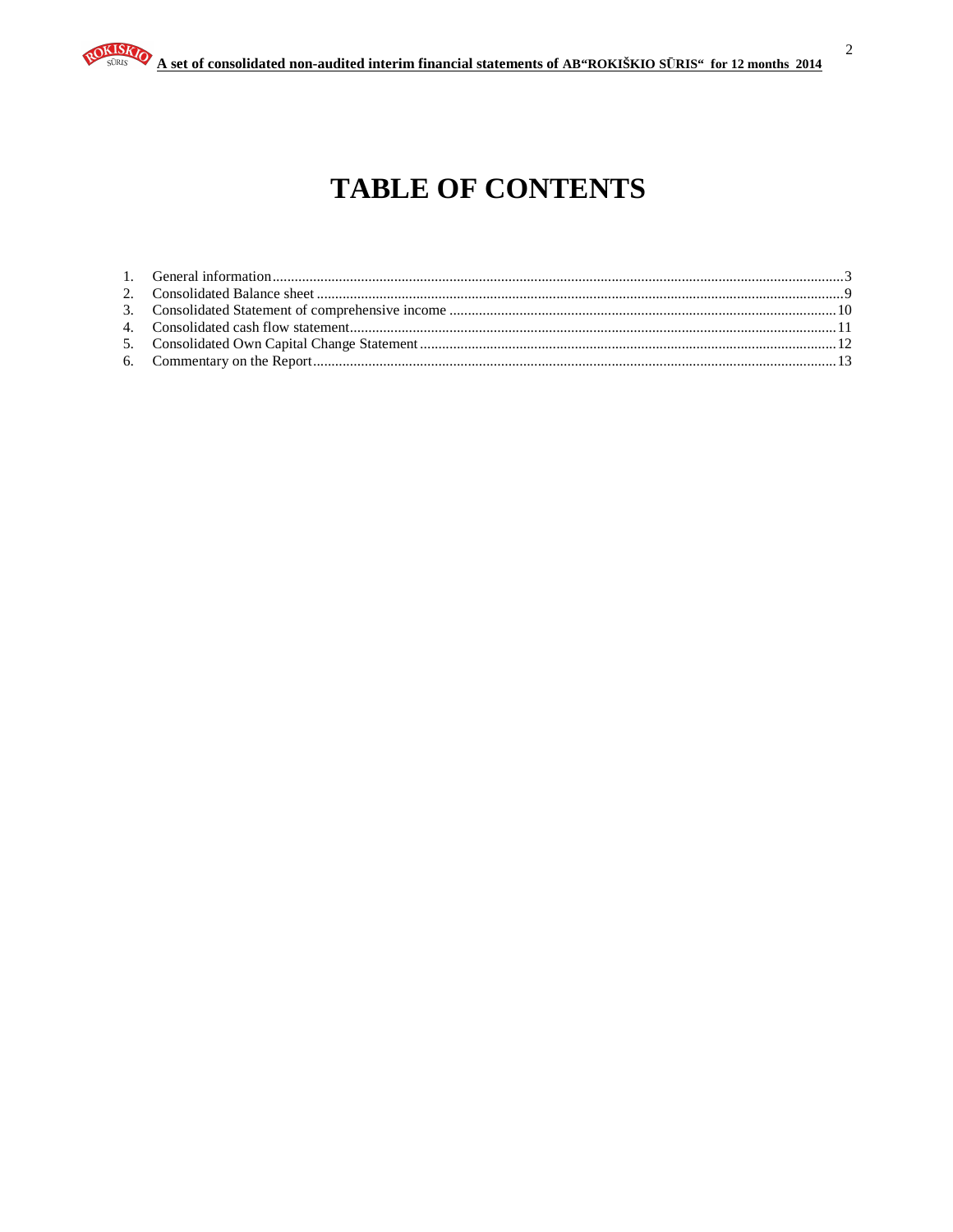# TABLE OF CONTENTS

1. General information ....................................................................................................3
2. Consolidated Balance sheet ..........................................................................................9
3. Consolidated Statement of comprehensive income ....................................................10
4. Consolidated cash flow statement...............................................................................11
5. Consolidated Own Capital Change Statement............................................................12
6. Commentary on the Report.........................................................................................13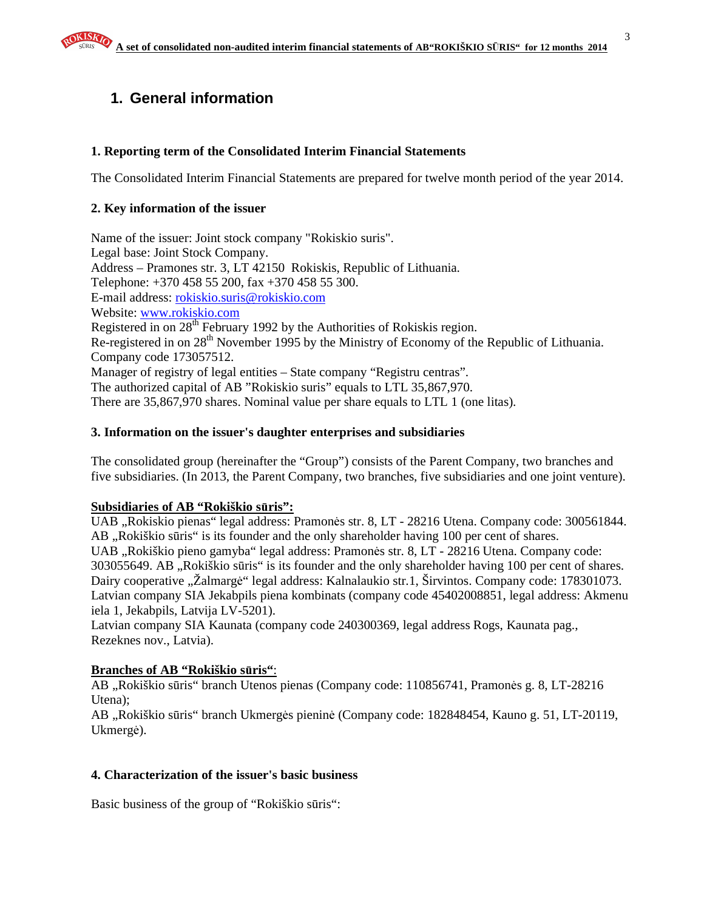# 1. General information

### 1. Reporting term of the Consolidated Interim Financial Statements

The Consolidated Interim Financial Statements are prepared for twelve month period of the year 2014.

### 2. Key information of the issuer

Name of the issuer: Joint stock company "Rokiskio suris".
Legal base: Joint Stock Company.
Address – Pramones str. 3, LT 42150 Rokiskis, Republic of Lithuania.
Telephone: +370 458 55 200, fax +370 458 55 300.
E-mail address: rokiskio.suris@rokiskio.com
Website: www.rokiskio.com
Registered in on 28th February 1992 by the Authorities of Rokiskis region.
Re-registered in on 28th November 1995 by the Ministry of Economy of the Republic of Lithuania.
Company code 173057512.
Manager of registry of legal entities – State company "Registru centras".
The authorized capital of AB "Rokiskio suris" equals to LTL 35,867,970.
There are 35,867,970 shares. Nominal value per share equals to LTL 1 (one litas).

### 3. Information on the issuer's daughter enterprises and subsidiaries

The consolidated group (hereinafter the "Group") consists of the Parent Company, two branches and five subsidiaries. (In 2013, the Parent Company, two branches, five subsidiaries and one joint venture).

**Subsidiaries of AB "Rokiškio sūris":**

UAB „Rokiskio pienas" legal address: Pramonės str. 8, LT - 28216 Utena. Company code: 300561844. AB „Rokiškio sūris" is its founder and the only shareholder having 100 per cent of shares.
UAB „Rokiškio pieno gamyba" legal address: Pramonės str. 8, LT - 28216 Utena. Company code: 303055649. AB „Rokiškio sūris" is its founder and the only shareholder having 100 per cent of shares.
Dairy cooperative „Žalmargė" legal address: Kalnalaukio str.1, Širvintos. Company code: 178301073.
Latvian company SIA Jekabpils piena kombinats (company code 45402008851, legal address: Akmenu iela 1, Jekabpils, Latvija LV-5201).
Latvian company SIA Kaunata (company code 240300369, legal address Rogs, Kaunata pag., Rezeknes nov., Latvia).

**Branches of AB "Rokiškio sūris":**

AB „Rokiškio sūris" branch Utenos pienas (Company code: 110856741, Pramonės g. 8, LT-28216 Utena);
AB „Rokiškio sūris" branch Ukmergės pieninė (Company code: 182848454, Kauno g. 51, LT-20119, Ukmergė).

### 4. Characterization of the issuer's basic business

Basic business of the group of "Rokiškio sūris":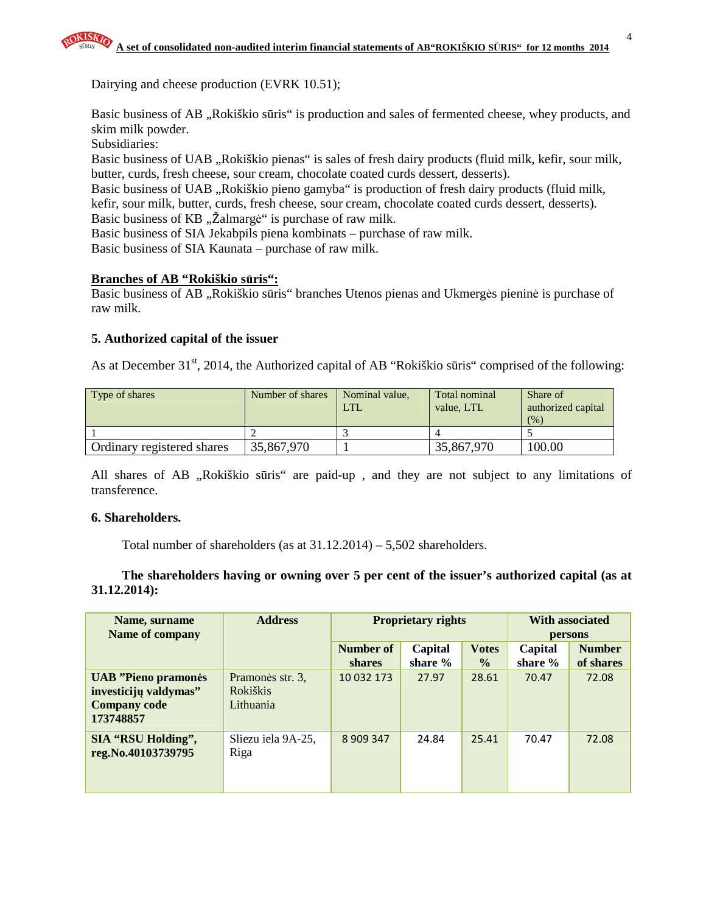Dairying and cheese production (EVRK 10.51);

Basic business of AB „Rokiškio sūris“ is production and sales of fermented cheese, whey products, and skim milk powder.

Subsidiaries:

Basic business of UAB „Rokiškio pienas“ is sales of fresh dairy products (fluid milk, kefir, sour milk, butter, curds, fresh cheese, sour cream, chocolate coated curds dessert, desserts).

Basic business of UAB „Rokiškio pieno gamyba“ is production of fresh dairy products (fluid milk, kefir, sour milk, butter, curds, fresh cheese, sour cream, chocolate coated curds dessert, desserts).

Basic business of KB „Žalmargė“ is purchase of raw milk.

Basic business of SIA Jekabpils piena kombinats – purchase of raw milk.

Basic business of SIA Kaunata – purchase of raw milk.

**Branches of AB “Rokiškio sūris“:**

Basic business of AB „Rokiškio sūris“ branches Utenos pienas and Ukmergės pieninė is purchase of raw milk.

### 5. Authorized capital of the issuer

As at December 31st, 2014, the Authorized capital of AB “Rokiškio sūris“ comprised of the following:

| Type of shares | Number of shares | Nominal value, LTL | Total nominal value, LTL | Share of authorized capital (%) |
|---|---|---|---|---|
| 1 | 2 | 3 | 4 | 5 |
| Ordinary registered shares | 35,867,970 | 1 | 35,867,970 | 100.00 |

All shares of AB „Rokiškio sūris“ are paid-up , and they are not subject to any limitations of transference.

### 6. Shareholders.

Total number of shareholders (as at 31.12.2014) – 5,502 shareholders.

**The shareholders having or owning over 5 per cent of the issuer’s authorized capital (as at 31.12.2014):**

| Name, surname Name of company | Address | Proprietary rights | | | With associated persons | |
|---|---|---|---|---|---|---|
| | | Number of shares | Capital share % | Votes % | Capital share % | Number of shares |
| **UAB ”Pieno pramonės investicijų valdymas” Company code 173748857** | Pramonės str. 3, Rokiškis Lithuania | 10 032 173 | 27.97 | 28.61 | 70.47 | 72.08 |
| **SIA “RSU Holding”, reg.No.40103739795** | Sliezu iela 9A-25, Riga | 8 909 347 | 24.84 | 25.41 | 70.47 | 72.08 |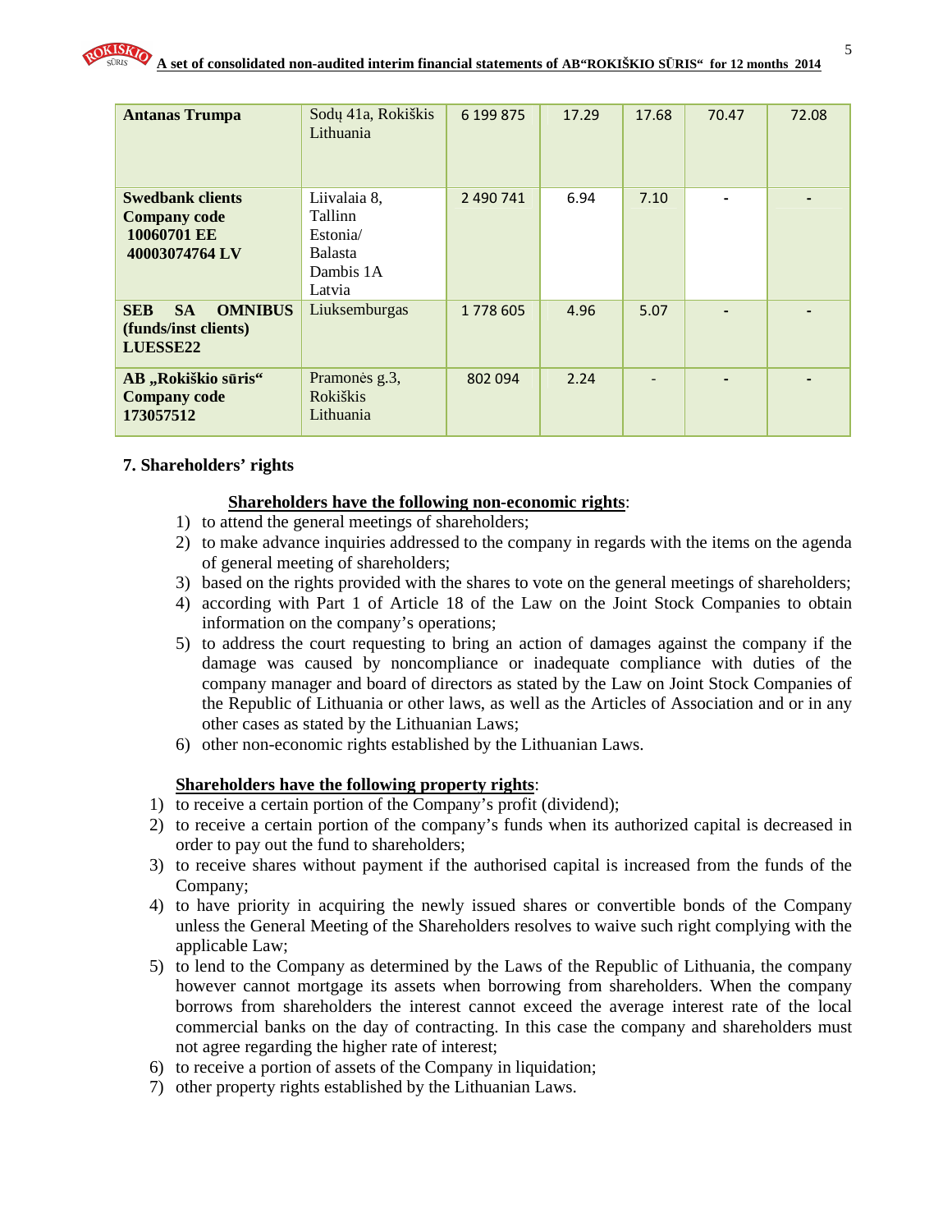| Antanas Trumpa | Sodų 41a, Rokiškis Lithuania | 6 199 875 | 17.29 | 17.68 | 70.47 | 72.08 |
|---|---|---|---|---|---|---|
| **Swedbank clients Company code 10060701 EE 40003074764 LV** | Liivalaia 8, Tallinn Estonia/ Balasta Dambis 1A Latvia | 2 490 741 | 6.94 | 7.10 | - | - |
| **SEB SA OMNIBUS (funds/inst clients) LUESSE22** | Liuksemburgas | 1 778 605 | 4.96 | 5.07 | - | - |
| **AB „Rokiškio sūris" Company code 173057512** | Pramonės g.3, Rokiškis Lithuania | 802 094 | 2.24 | - | - | - |

**7. Shareholders' rights**

**Shareholders have the following non-economic rights**:

1) to attend the general meetings of shareholders;
2) to make advance inquiries addressed to the company in regards with the items on the agenda of general meeting of shareholders;
3) based on the rights provided with the shares to vote on the general meetings of shareholders;
4) according with Part 1 of Article 18 of the Law on the Joint Stock Companies to obtain information on the company's operations;
5) to address the court requesting to bring an action of damages against the company if the damage was caused by noncompliance or inadequate compliance with duties of the company manager and board of directors as stated by the Law on Joint Stock Companies of the Republic of Lithuania or other laws, as well as the Articles of Association and or in any other cases as stated by the Lithuanian Laws;
6) other non-economic rights established by the Lithuanian Laws.

**Shareholders have the following property rights**:

1) to receive a certain portion of the Company's profit (dividend);
2) to receive a certain portion of the company's funds when its authorized capital is decreased in order to pay out the fund to shareholders;
3) to receive shares without payment if the authorised capital is increased from the funds of the Company;
4) to have priority in acquiring the newly issued shares or convertible bonds of the Company unless the General Meeting of the Shareholders resolves to waive such right complying with the applicable Law;
5) to lend to the Company as determined by the Laws of the Republic of Lithuania, the company however cannot mortgage its assets when borrowing from shareholders. When the company borrows from shareholders the interest cannot exceed the average interest rate of the local commercial banks on the day of contracting. In this case the company and shareholders must not agree regarding the higher rate of interest;
6) to receive a portion of assets of the Company in liquidation;
7) other property rights established by the Lithuanian Laws.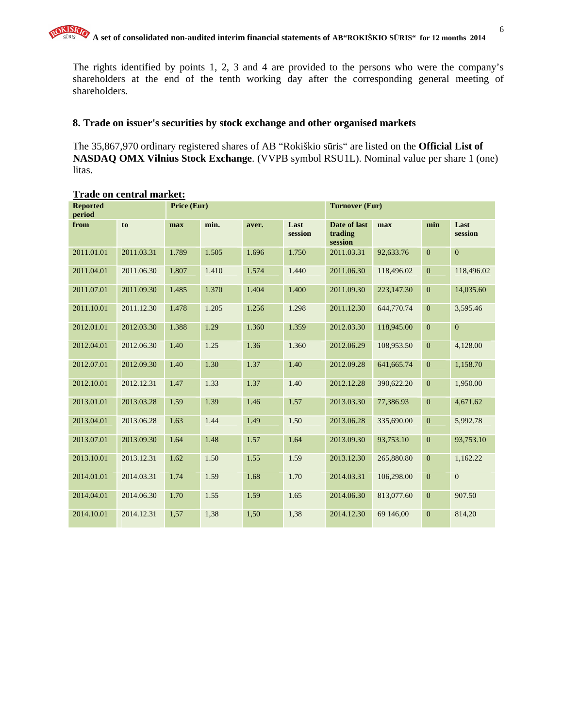The rights identified by points 1, 2, 3 and 4 are provided to the persons who were the company's shareholders at the end of the tenth working day after the corresponding general meeting of shareholders.

## 8. Trade on issuer's securities by stock exchange and other organised markets

The 35,867,970 ordinary registered shares of AB "Rokiškio sūris" are listed on the **Official List of NASDAQ OMX Vilnius Stock Exchange**. (VVPB symbol RSU1L). Nominal value per share 1 (one) litas.

**Trade on central market:**

| Reported period | | Price (Eur) | | | | Turnover (Eur) | | | |
|---|---|---|---|---|---|---|---|---|---|
| from | to | max | min. | aver. | Last session | Date of last trading session | max | min | Last session |
| 2011.01.01 | 2011.03.31 | 1.789 | 1.505 | 1.696 | 1.750 | 2011.03.31 | 92,633.76 | 0 | 0 |
| 2011.04.01 | 2011.06.30 | 1.807 | 1.410 | 1.574 | 1.440 | 2011.06.30 | 118,496.02 | 0 | 118,496.02 |
| 2011.07.01 | 2011.09.30 | 1.485 | 1.370 | 1.404 | 1.400 | 2011.09.30 | 223,147.30 | 0 | 14,035.60 |
| 2011.10.01 | 2011.12.30 | 1.478 | 1.205 | 1.256 | 1.298 | 2011.12.30 | 644,770.74 | 0 | 3,595.46 |
| 2012.01.01 | 2012.03.30 | 1.388 | 1.29 | 1.360 | 1.359 | 2012.03.30 | 118,945.00 | 0 | 0 |
| 2012.04.01 | 2012.06.30 | 1.40 | 1.25 | 1.36 | 1.360 | 2012.06.29 | 108,953.50 | 0 | 4,128.00 |
| 2012.07.01 | 2012.09.30 | 1.40 | 1.30 | 1.37 | 1.40 | 2012.09.28 | 641,665.74 | 0 | 1,158.70 |
| 2012.10.01 | 2012.12.31 | 1.47 | 1.33 | 1.37 | 1.40 | 2012.12.28 | 390,622.20 | 0 | 1,950.00 |
| 2013.01.01 | 2013.03.28 | 1.59 | 1.39 | 1.46 | 1.57 | 2013.03.30 | 77,386.93 | 0 | 4,671.62 |
| 2013.04.01 | 2013.06.28 | 1.63 | 1.44 | 1.49 | 1.50 | 2013.06.28 | 335,690.00 | 0 | 5,992.78 |
| 2013.07.01 | 2013.09.30 | 1.64 | 1.48 | 1.57 | 1.64 | 2013.09.30 | 93,753.10 | 0 | 93,753.10 |
| 2013.10.01 | 2013.12.31 | 1.62 | 1.50 | 1.55 | 1.59 | 2013.12.30 | 265,880.80 | 0 | 1,162.22 |
| 2014.01.01 | 2014.03.31 | 1.74 | 1.59 | 1.68 | 1.70 | 2014.03.31 | 106,298.00 | 0 | 0 |
| 2014.04.01 | 2014.06.30 | 1.70 | 1.55 | 1.59 | 1.65 | 2014.06.30 | 813,077.60 | 0 | 907.50 |
| 2014.10.01 | 2014.12.31 | 1,57 | 1,38 | 1,50 | 1,38 | 2014.12.30 | 69 146,00 | 0 | 814,20 |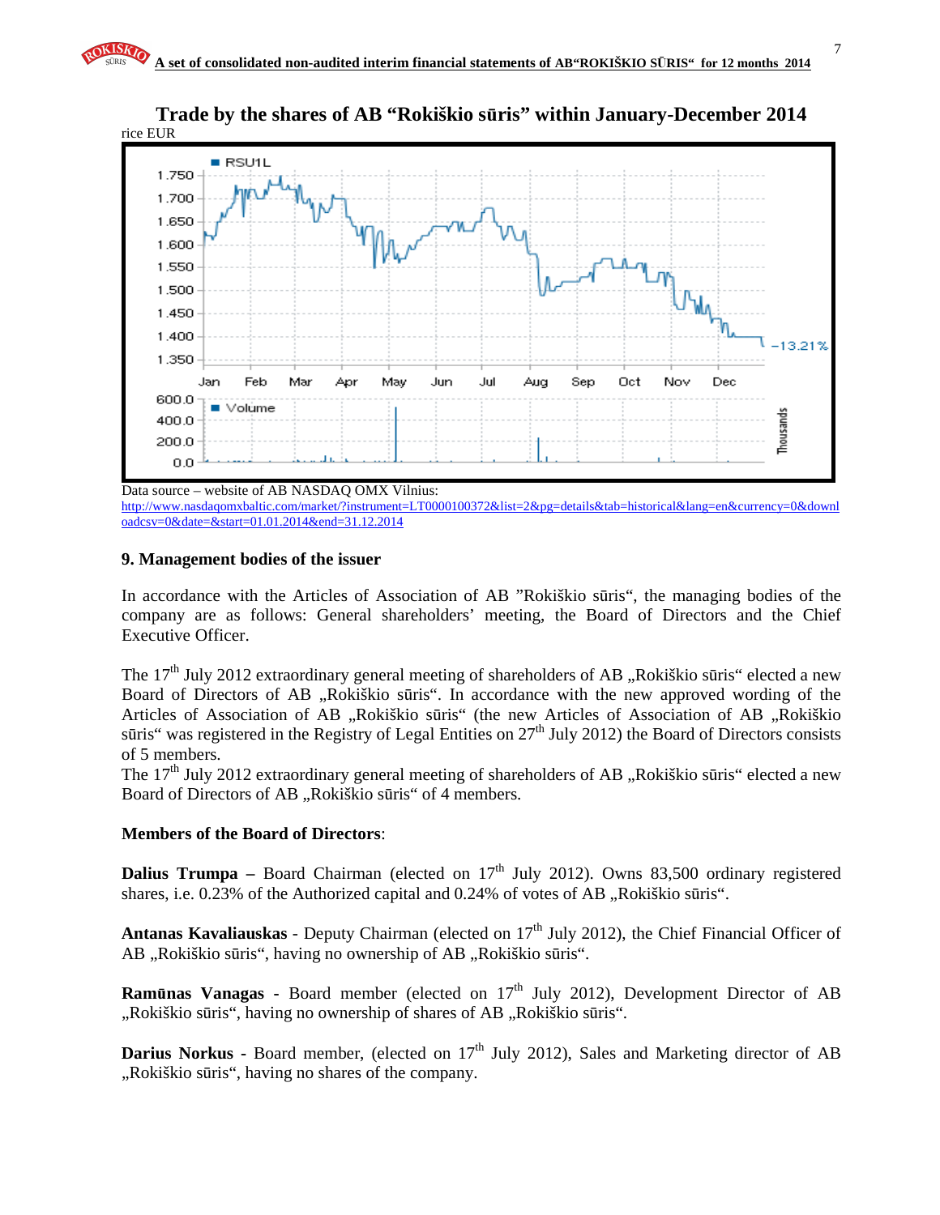## Trade by the shares of AB "Rokiškio sūris" within January-December 2014

rice EUR

Data source – website of AB NASDAQ OMX Vilnius:
http://www.nasdaqomxbaltic.com/market/?instrument=LT0000100372&list=2&pg=details&tab=historical&lang=en&currency=0&downloadcsv=0&date=&start=01.01.2014&end=31.12.2014

### 9. Management bodies of the issuer

In accordance with the Articles of Association of AB "Rokiškio sūris", the managing bodies of the company are as follows: General shareholders' meeting, the Board of Directors and the Chief Executive Officer.

The 17th July 2012 extraordinary general meeting of shareholders of AB „Rokiškio sūris" elected a new Board of Directors of AB „Rokiškio sūris". In accordance with the new approved wording of the Articles of Association of AB „Rokiškio sūris" (the new Articles of Association of AB „Rokiškio sūris" was registered in the Registry of Legal Entities on 27th July 2012) the Board of Directors consists of 5 members.
The 17th July 2012 extraordinary general meeting of shareholders of AB „Rokiškio sūris" elected a new Board of Directors of AB „Rokiškio sūris" of 4 members.

**Members of the Board of Directors**:

**Dalius Trumpa –** Board Chairman (elected on 17th July 2012). Owns 83,500 ordinary registered shares, i.e. 0.23% of the Authorized capital and 0.24% of votes of AB „Rokiškio sūris".

**Antanas Kavaliauskas** - Deputy Chairman (elected on 17th July 2012), the Chief Financial Officer of AB „Rokiškio sūris", having no ownership of AB „Rokiškio sūris".

**Ramūnas Vanagas** - Board member (elected on 17th July 2012), Development Director of AB „Rokiškio sūris", having no ownership of shares of AB „Rokiškio sūris".

**Darius Norkus** - Board member, (elected on 17th July 2012), Sales and Marketing director of AB „Rokiškio sūris", having no shares of the company.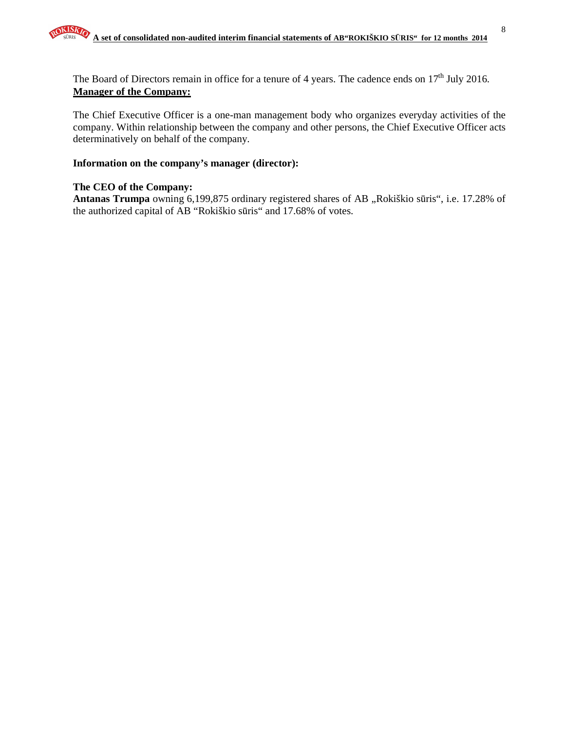The Board of Directors remain in office for a tenure of 4 years. The cadence ends on 17th July 2016.

**Manager of the Company:**

The Chief Executive Officer is a one-man management body who organizes everyday activities of the company. Within relationship between the company and other persons, the Chief Executive Officer acts determinatively on behalf of the company.

**Information on the company's manager (director):**

**The CEO of the Company:**

**Antanas Trumpa** owning 6,199,875 ordinary registered shares of AB „Rokiškio sūris", i.e. 17.28% of the authorized capital of AB "Rokiškio sūris" and 17.68% of votes.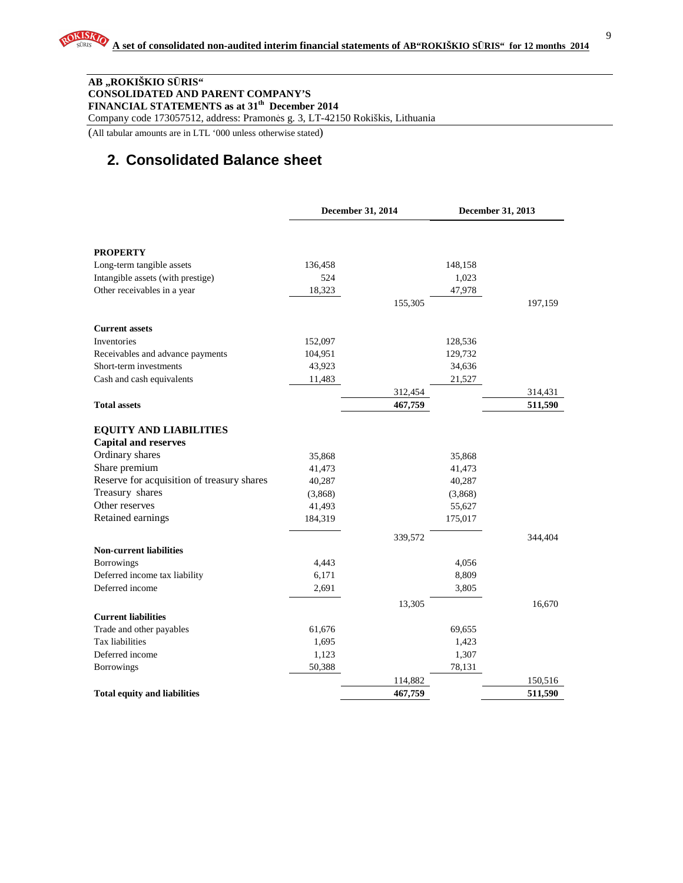**AB „ROKIŠKIO SŪRIS“**
**CONSOLIDATED AND PARENT COMPANY'S**
**FINANCIAL STATEMENTS as at 31th December 2014**
Company code 173057512, address: Pramonės g. 3, LT-42150 Rokiškis, Lithuania

(All tabular amounts are in LTL '000 unless otherwise stated)

## 2. Consolidated Balance sheet

| | December 31, 2014 | | December 31, 2013 | |
|---|---|---|---|---|
| **PROPERTY** | | | | |
| Long-term tangible assets | 136,458 | | 148,158 | |
| Intangible assets (with prestige) | 524 | | 1,023 | |
| Other receivables in a year | 18,323 | | 47,978 | |
| | | 155,305 | | 197,159 |
| **Current assets** | | | | |
| Inventories | 152,097 | | 128,536 | |
| Receivables and advance payments | 104,951 | | 129,732 | |
| Short-term investments | 43,923 | | 34,636 | |
| Cash and cash equivalents | 11,483 | | 21,527 | |
| | | 312,454 | | 314,431 |
| **Total assets** | | **467,759** | | **511,590** |
| **EQUITY AND LIABILITIES** | | | | |
| **Capital and reserves** | | | | |
| Ordinary shares | 35,868 | | 35,868 | |
| Share premium | 41,473 | | 41,473 | |
| Reserve for acquisition of treasury shares | 40,287 | | 40,287 | |
| Treasury shares | (3,868) | | (3,868) | |
| Other reserves | 41,493 | | 55,627 | |
| Retained earnings | 184,319 | | 175,017 | |
| | | 339,572 | | 344,404 |
| **Non-current liabilities** | | | | |
| Borrowings | 4,443 | | 4,056 | |
| Deferred income tax liability | 6,171 | | 8,809 | |
| Deferred income | 2,691 | | 3,805 | |
| | | 13,305 | | 16,670 |
| **Current liabilities** | | | | |
| Trade and other payables | 61,676 | | 69,655 | |
| Tax liabilities | 1,695 | | 1,423 | |
| Deferred income | 1,123 | | 1,307 | |
| Borrowings | 50,388 | | 78,131 | |
| | | 114,882 | | 150,516 |
| **Total equity and liabilities** | | **467,759** | | **511,590** |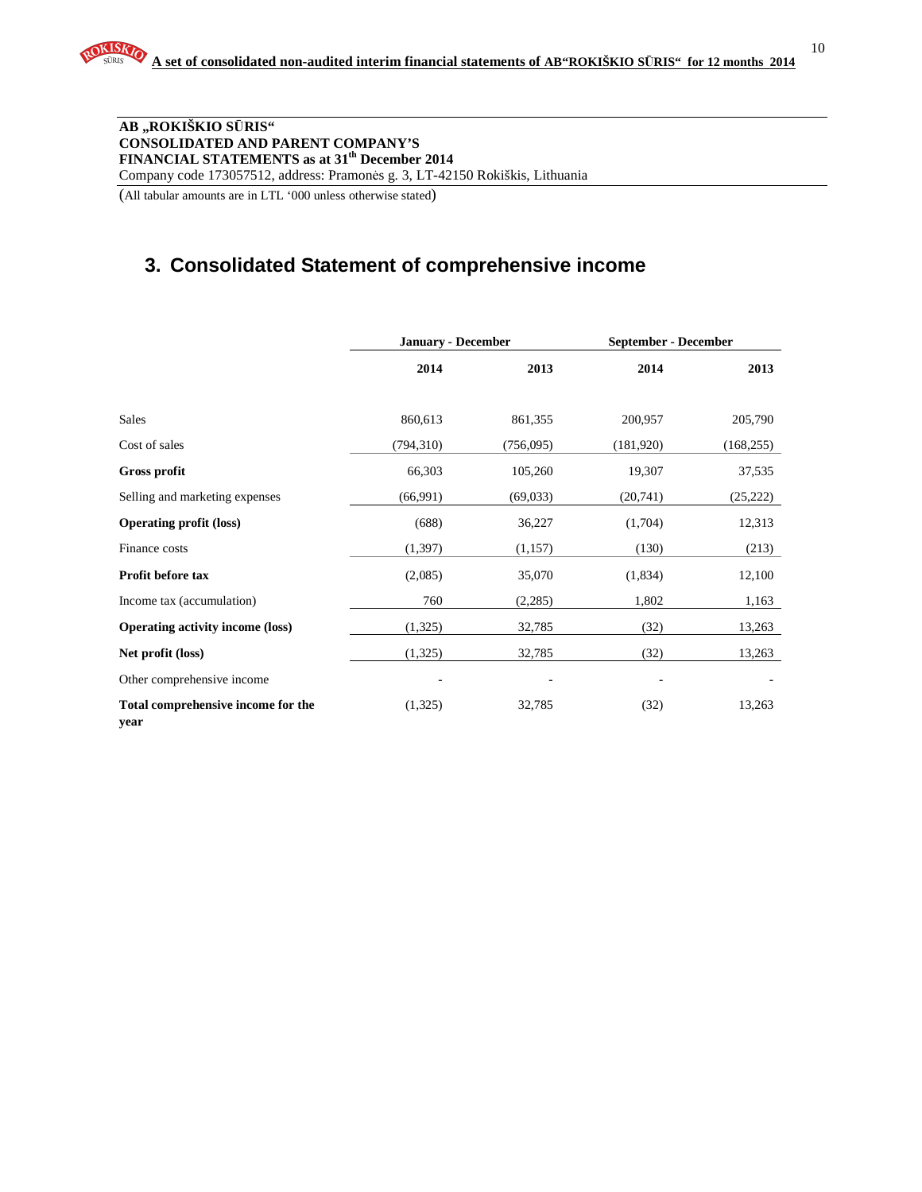**AB „ROKIŠKIO SŪRIS“**
**CONSOLIDATED AND PARENT COMPANY'S**
**FINANCIAL STATEMENTS as at 31th December 2014**
Company code 173057512, address: Pramonės g. 3, LT-42150 Rokiškis, Lithuania

(All tabular amounts are in LTL '000 unless otherwise stated)

# 3. Consolidated Statement of comprehensive income

| | January - December | | September - December | |
|---|---|---|---|---|
| | **2014** | **2013** | **2014** | **2013** |
| Sales | 860,613 | 861,355 | 200,957 | 205,790 |
| Cost of sales | (794,310) | (756,095) | (181,920) | (168,255) |
| **Gross profit** | 66,303 | 105,260 | 19,307 | 37,535 |
| Selling and marketing expenses | (66,991) | (69,033) | (20,741) | (25,222) |
| **Operating profit (loss)** | (688) | 36,227 | (1,704) | 12,313 |
| Finance costs | (1,397) | (1,157) | (130) | (213) |
| **Profit before tax** | (2,085) | 35,070 | (1,834) | 12,100 |
| Income tax (accumulation) | 760 | (2,285) | 1,802 | 1,163 |
| **Operating activity income (loss)** | (1,325) | 32,785 | (32) | 13,263 |
| **Net profit (loss)** | (1,325) | 32,785 | (32) | 13,263 |
| Other comprehensive income | - | - | - | - |
| **Total comprehensive income for the year** | (1,325) | 32,785 | (32) | 13,263 |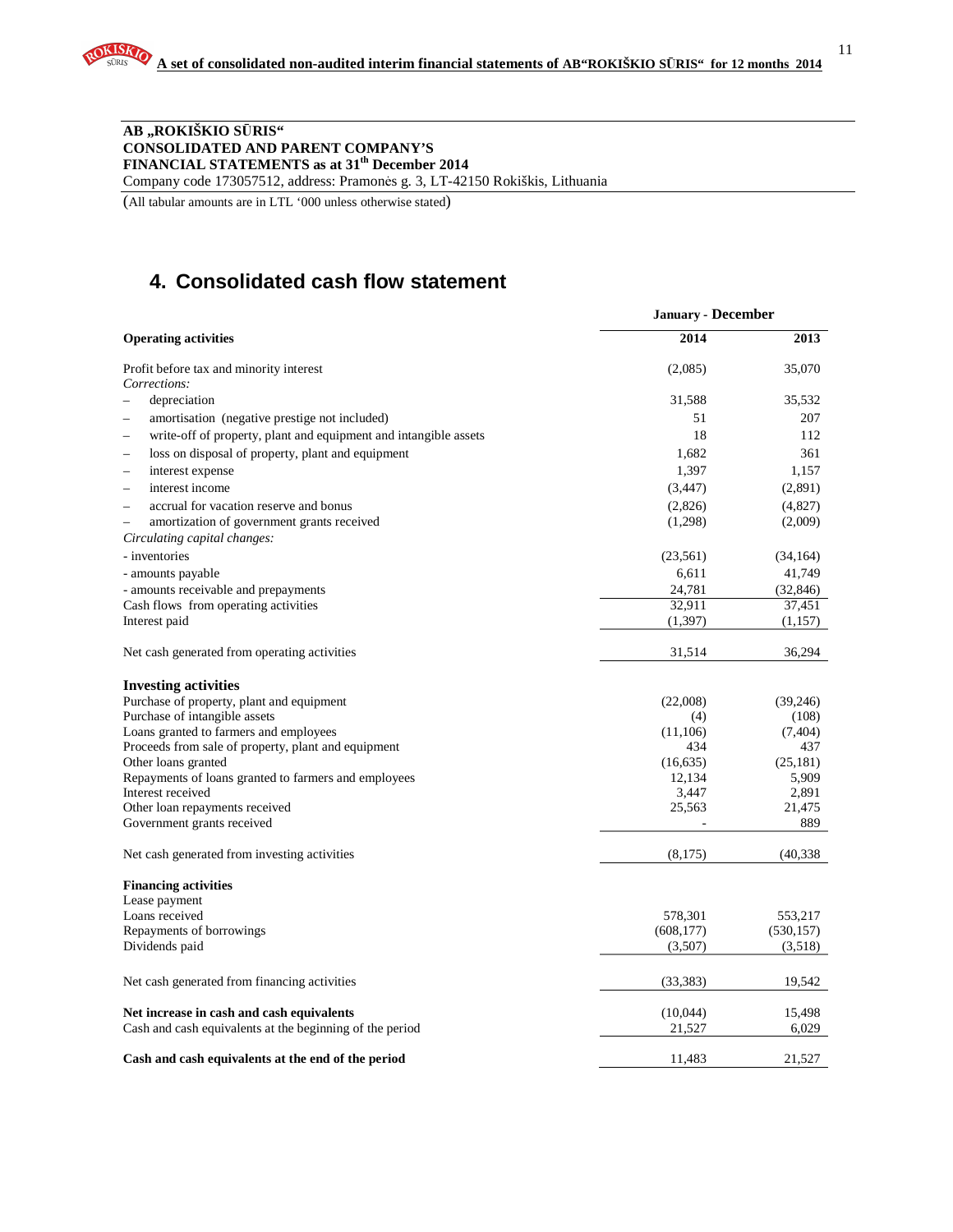**AB „ROKIŠKIO SŪRIS"**
**CONSOLIDATED AND PARENT COMPANY'S**
**FINANCIAL STATEMENTS as at 31th December 2014**
Company code 173057512, address: Pramonės g. 3, LT-42150 Rokiškis, Lithuania

(All tabular amounts are in LTL '000 unless otherwise stated)

## 4. Consolidated cash flow statement

| | January - December | |
|---|---|---|
| **Operating activities** | **2014** | **2013** |
| Profit before tax and minority interest | (2,085) | 35,070 |
| *Corrections:* | | |
| – depreciation | 31,588 | 35,532 |
| – amortisation (negative prestige not included) | 51 | 207 |
| – write-off of property, plant and equipment and intangible assets | 18 | 112 |
| – loss on disposal of property, plant and equipment | 1,682 | 361 |
| – interest expense | 1,397 | 1,157 |
| – interest income | (3,447) | (2,891) |
| – accrual for vacation reserve and bonus | (2,826) | (4,827) |
| – amortization of government grants received | (1,298) | (2,009) |
| *Circulating capital changes:* | | |
| - inventories | (23,561) | (34,164) |
| - amounts payable | 6,611 | 41,749 |
| - amounts receivable and prepayments | 24,781 | (32,846) |
| Cash flows from operating activities | 32,911 | 37,451 |
| Interest paid | (1,397) | (1,157) |
| Net cash generated from operating activities | 31,514 | 36,294 |
| **Investing activities** | | |
| Purchase of property, plant and equipment | (22,008) | (39,246) |
| Purchase of intangible assets | (4) | (108) |
| Loans granted to farmers and employees | (11,106) | (7,404) |
| Proceeds from sale of property, plant and equipment | 434 | 437 |
| Other loans granted | (16,635) | (25,181) |
| Repayments of loans granted to farmers and employees | 12,134 | 5,909 |
| Interest received | 3,447 | 2,891 |
| Other loan repayments received | 25,563 | 21,475 |
| Government grants received | - | 889 |
| Net cash generated from investing activities | (8,175) | (40,338 |
| **Financing activities** | | |
| Lease payment | | |
| Loans received | 578,301 | 553,217 |
| Repayments of borrowings | (608,177) | (530,157) |
| Dividends paid | (3,507) | (3,518) |
| Net cash generated from financing activities | (33,383) | 19,542 |
| **Net increase in cash and cash equivalents** | (10,044) | 15,498 |
| Cash and cash equivalents at the beginning of the period | 21,527 | 6,029 |
| **Cash and cash equivalents at the end of the period** | 11,483 | 21,527 |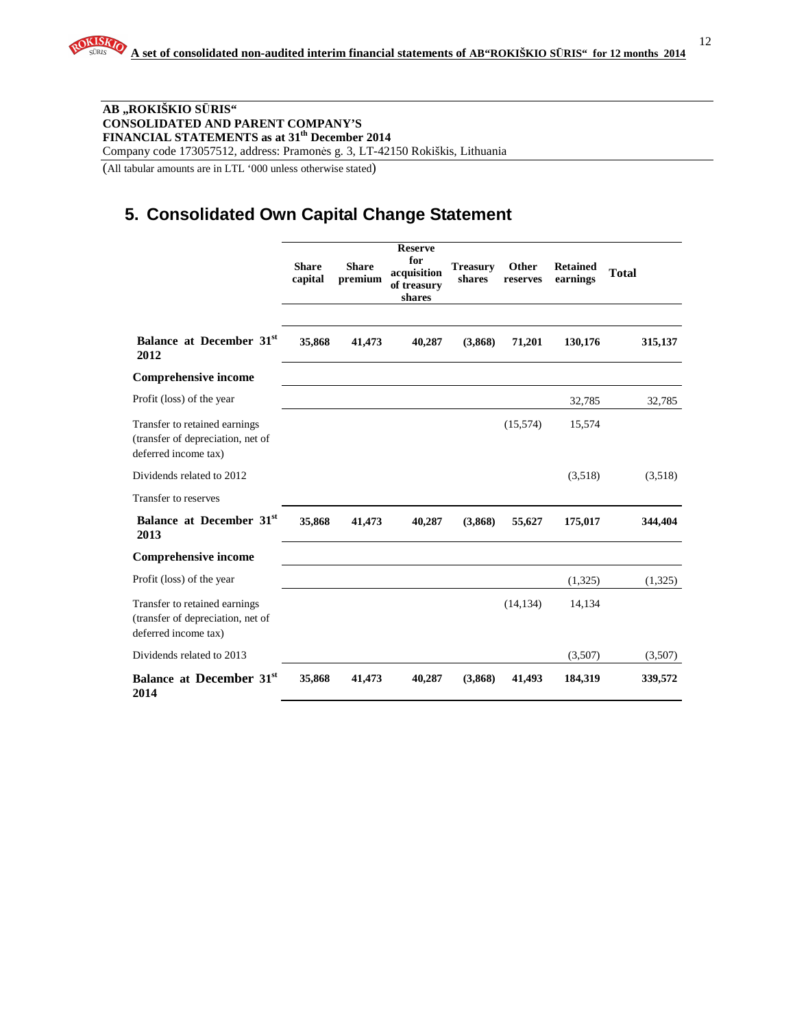**AB „ROKIŠKIO SŪRIS“**
**CONSOLIDATED AND PARENT COMPANY'S**
**FINANCIAL STATEMENTS as at 31th December 2014**
Company code 173057512, address: Pramonės g. 3, LT-42150 Rokiškis, Lithuania

(All tabular amounts are in LTL '000 unless otherwise stated)

## 5. Consolidated Own Capital Change Statement

| | Share capital | Share premium | Reserve for acquisition of treasury shares | Treasury shares | Other reserves | Retained earnings | Total |
|---|---|---|---|---|---|---|---|
| **Balance at December 31st 2012** | **35,868** | **41,473** | **40,287** | **(3,868)** | **71,201** | **130,176** | **315,137** |
| **Comprehensive income** | | | | | | | |
| Profit (loss) of the year | | | | | | 32,785 | 32,785 |
| Transfer to retained earnings (transfer of depreciation, net of deferred income tax) | | | | | (15,574) | 15,574 | |
| Dividends related to 2012 | | | | | | (3,518) | (3,518) |
| Transfer to reserves | | | | | | | |
| **Balance at December 31st 2013** | **35,868** | **41,473** | **40,287** | **(3,868)** | **55,627** | **175,017** | **344,404** |
| **Comprehensive income** | | | | | | | |
| Profit (loss) of the year | | | | | | (1,325) | (1,325) |
| Transfer to retained earnings (transfer of depreciation, net of deferred income tax) | | | | | (14,134) | 14,134 | |
| Dividends related to 2013 | | | | | | (3,507) | (3,507) |
| **Balance at December 31st 2014** | **35,868** | **41,473** | **40,287** | **(3,868)** | **41,493** | **184,319** | **339,572** |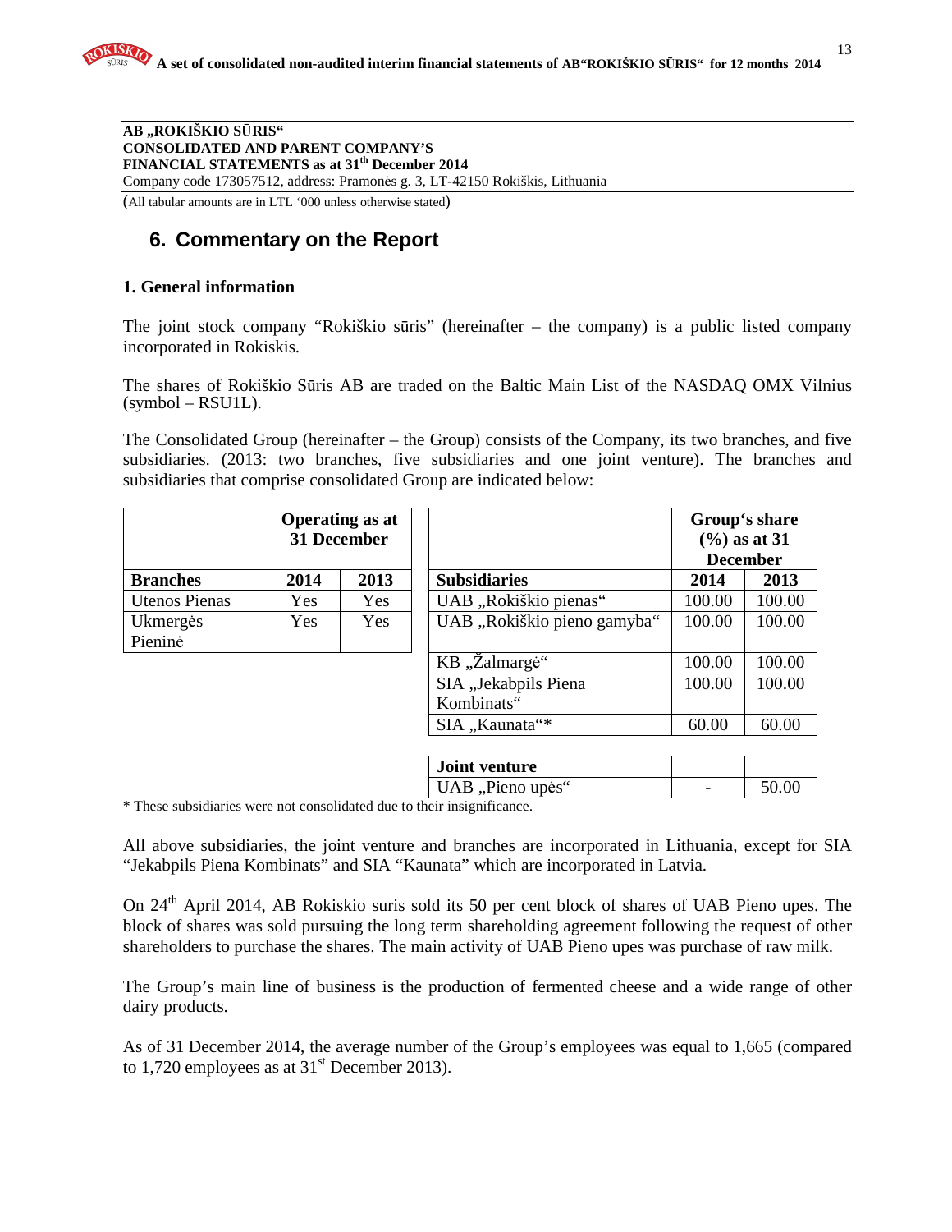**AB „ROKIŠKIO SŪRIS“**
**CONSOLIDATED AND PARENT COMPANY'S**
**FINANCIAL STATEMENTS as at 31th December 2014**
Company code 173057512, address: Pramonės g. 3, LT-42150 Rokiškis, Lithuania

(All tabular amounts are in LTL '000 unless otherwise stated)

# 6. Commentary on the Report

## 1. General information

The joint stock company "Rokiškio sūris" (hereinafter – the company) is a public listed company incorporated in Rokiskis.

The shares of Rokiškio Sūris AB are traded on the Baltic Main List of the NASDAQ OMX Vilnius (symbol – RSU1L).

The Consolidated Group (hereinafter – the Group) consists of the Company, its two branches, and five subsidiaries. (2013: two branches, five subsidiaries and one joint venture). The branches and subsidiaries that comprise consolidated Group are indicated below:

| | Operating as at 31 December | |
|---|---|---|
| **Branches** | **2014** | **2013** |
| Utenos Pienas | Yes | Yes |
| Ukmergės Pieninė | Yes | Yes |

| | Group's share (%) as at 31 December | |
|---|---|---|
| **Subsidiaries** | **2014** | **2013** |
| UAB „Rokiškio pienas“ | 100.00 | 100.00 |
| UAB „Rokiškio pieno gamyba“ | 100.00 | 100.00 |
| KB „Žalmargė“ | 100.00 | 100.00 |
| SIA „Jekabpils Piena Kombinats“ | 100.00 | 100.00 |
| SIA „Kaunata“* | 60.00 | 60.00 |
| **Joint venture** | | |
| UAB „Pieno upės“ | - | 50.00 |

\* These subsidiaries were not consolidated due to their insignificance.

All above subsidiaries, the joint venture and branches are incorporated in Lithuania, except for SIA "Jekabpils Piena Kombinats" and SIA "Kaunata" which are incorporated in Latvia.

On 24th April 2014, AB Rokiskio suris sold its 50 per cent block of shares of UAB Pieno upes. The block of shares was sold pursuing the long term shareholding agreement following the request of other shareholders to purchase the shares. The main activity of UAB Pieno upes was purchase of raw milk.

The Group's main line of business is the production of fermented cheese and a wide range of other dairy products.

As of 31 December 2014, the average number of the Group's employees was equal to 1,665 (compared to 1,720 employees as at 31st December 2013).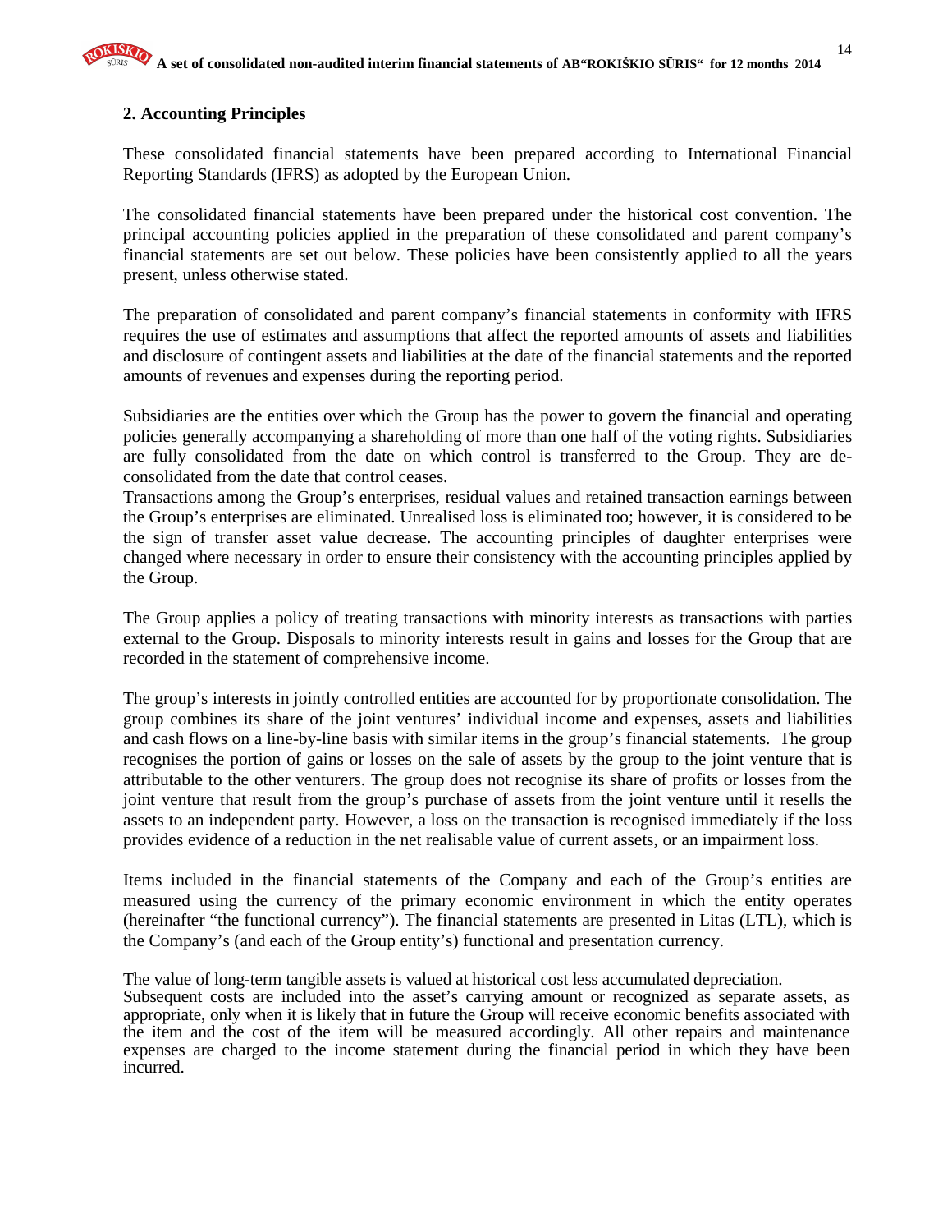## 2. Accounting Principles

These consolidated financial statements have been prepared according to International Financial Reporting Standards (IFRS) as adopted by the European Union.

The consolidated financial statements have been prepared under the historical cost convention. The principal accounting policies applied in the preparation of these consolidated and parent company's financial statements are set out below. These policies have been consistently applied to all the years present, unless otherwise stated.

The preparation of consolidated and parent company's financial statements in conformity with IFRS requires the use of estimates and assumptions that affect the reported amounts of assets and liabilities and disclosure of contingent assets and liabilities at the date of the financial statements and the reported amounts of revenues and expenses during the reporting period.

Subsidiaries are the entities over which the Group has the power to govern the financial and operating policies generally accompanying a shareholding of more than one half of the voting rights. Subsidiaries are fully consolidated from the date on which control is transferred to the Group. They are de-consolidated from the date that control ceases.

Transactions among the Group's enterprises, residual values and retained transaction earnings between the Group's enterprises are eliminated. Unrealised loss is eliminated too; however, it is considered to be the sign of transfer asset value decrease. The accounting principles of daughter enterprises were changed where necessary in order to ensure their consistency with the accounting principles applied by the Group.

The Group applies a policy of treating transactions with minority interests as transactions with parties external to the Group. Disposals to minority interests result in gains and losses for the Group that are recorded in the statement of comprehensive income.

The group's interests in jointly controlled entities are accounted for by proportionate consolidation. The group combines its share of the joint ventures' individual income and expenses, assets and liabilities and cash flows on a line-by-line basis with similar items in the group's financial statements. The group recognises the portion of gains or losses on the sale of assets by the group to the joint venture that is attributable to the other venturers. The group does not recognise its share of profits or losses from the joint venture that result from the group's purchase of assets from the joint venture until it resells the assets to an independent party. However, a loss on the transaction is recognised immediately if the loss provides evidence of a reduction in the net realisable value of current assets, or an impairment loss.

Items included in the financial statements of the Company and each of the Group's entities are measured using the currency of the primary economic environment in which the entity operates (hereinafter "the functional currency"). The financial statements are presented in Litas (LTL), which is the Company's (and each of the Group entity's) functional and presentation currency.

The value of long-term tangible assets is valued at historical cost less accumulated depreciation.
Subsequent costs are included into the asset's carrying amount or recognized as separate assets, as appropriate, only when it is likely that in future the Group will receive economic benefits associated with the item and the cost of the item will be measured accordingly. All other repairs and maintenance expenses are charged to the income statement during the financial period in which they have been incurred.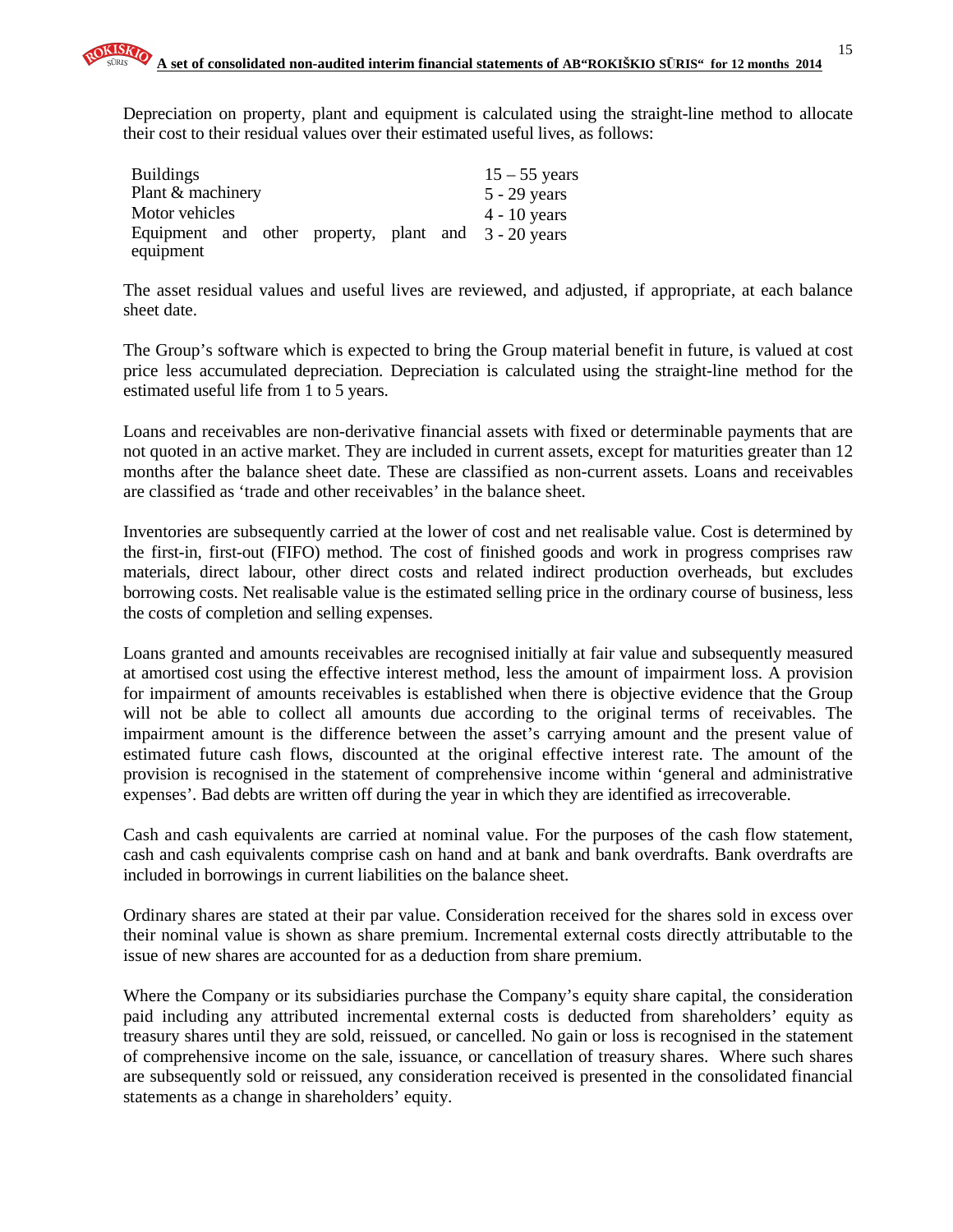Depreciation on property, plant and equipment is calculated using the straight-line method to allocate their cost to their residual values over their estimated useful lives, as follows:

| | |
|---|---|
| Buildings | 15 – 55 years |
| Plant & machinery | 5 - 29 years |
| Motor vehicles | 4 - 10 years |
| Equipment and other property, plant and equipment | 3 - 20 years |

The asset residual values and useful lives are reviewed, and adjusted, if appropriate, at each balance sheet date.

The Group's software which is expected to bring the Group material benefit in future, is valued at cost price less accumulated depreciation. Depreciation is calculated using the straight-line method for the estimated useful life from 1 to 5 years.

Loans and receivables are non-derivative financial assets with fixed or determinable payments that are not quoted in an active market. They are included in current assets, except for maturities greater than 12 months after the balance sheet date. These are classified as non-current assets. Loans and receivables are classified as 'trade and other receivables' in the balance sheet.

Inventories are subsequently carried at the lower of cost and net realisable value. Cost is determined by the first-in, first-out (FIFO) method. The cost of finished goods and work in progress comprises raw materials, direct labour, other direct costs and related indirect production overheads, but excludes borrowing costs. Net realisable value is the estimated selling price in the ordinary course of business, less the costs of completion and selling expenses.

Loans granted and amounts receivables are recognised initially at fair value and subsequently measured at amortised cost using the effective interest method, less the amount of impairment loss. A provision for impairment of amounts receivables is established when there is objective evidence that the Group will not be able to collect all amounts due according to the original terms of receivables. The impairment amount is the difference between the asset's carrying amount and the present value of estimated future cash flows, discounted at the original effective interest rate. The amount of the provision is recognised in the statement of comprehensive income within 'general and administrative expenses'. Bad debts are written off during the year in which they are identified as irrecoverable.

Cash and cash equivalents are carried at nominal value. For the purposes of the cash flow statement, cash and cash equivalents comprise cash on hand and at bank and bank overdrafts. Bank overdrafts are included in borrowings in current liabilities on the balance sheet.

Ordinary shares are stated at their par value. Consideration received for the shares sold in excess over their nominal value is shown as share premium. Incremental external costs directly attributable to the issue of new shares are accounted for as a deduction from share premium.

Where the Company or its subsidiaries purchase the Company's equity share capital, the consideration paid including any attributed incremental external costs is deducted from shareholders' equity as treasury shares until they are sold, reissued, or cancelled. No gain or loss is recognised in the statement of comprehensive income on the sale, issuance, or cancellation of treasury shares. Where such shares are subsequently sold or reissued, any consideration received is presented in the consolidated financial statements as a change in shareholders' equity.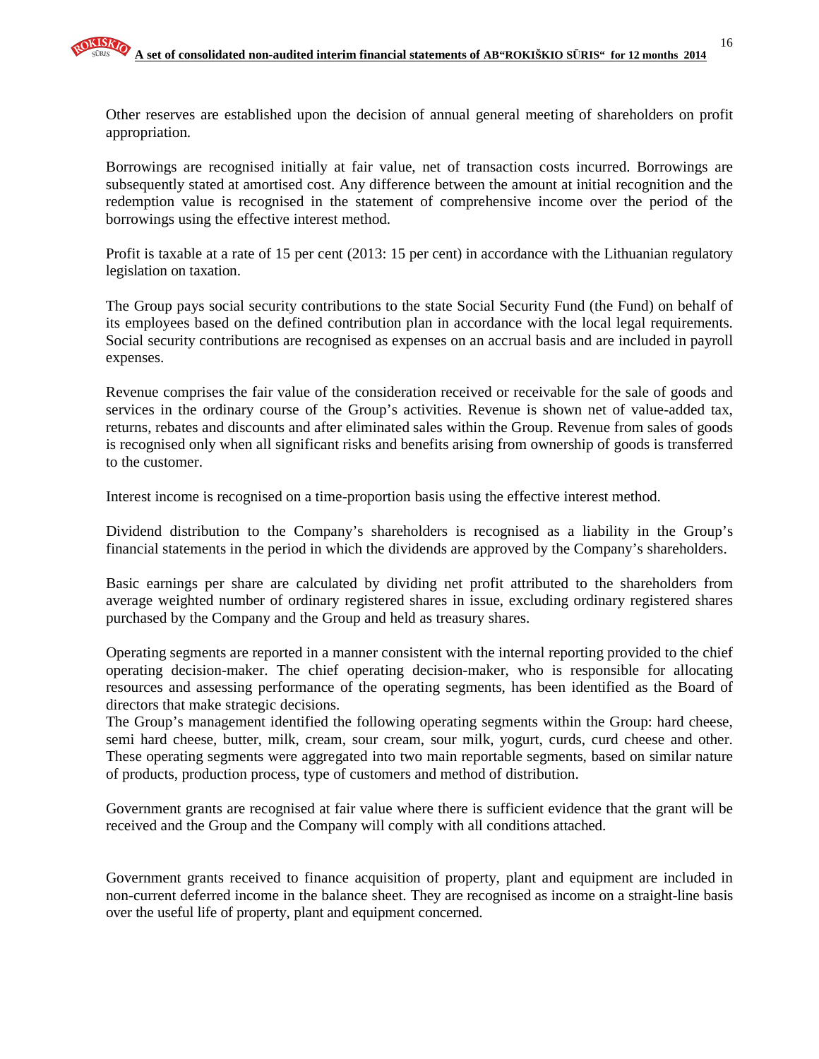Other reserves are established upon the decision of annual general meeting of shareholders on profit appropriation.

Borrowings are recognised initially at fair value, net of transaction costs incurred. Borrowings are subsequently stated at amortised cost. Any difference between the amount at initial recognition and the redemption value is recognised in the statement of comprehensive income over the period of the borrowings using the effective interest method.

Profit is taxable at a rate of 15 per cent (2013: 15 per cent) in accordance with the Lithuanian regulatory legislation on taxation.

The Group pays social security contributions to the state Social Security Fund (the Fund) on behalf of its employees based on the defined contribution plan in accordance with the local legal requirements. Social security contributions are recognised as expenses on an accrual basis and are included in payroll expenses.

Revenue comprises the fair value of the consideration received or receivable for the sale of goods and services in the ordinary course of the Group's activities. Revenue is shown net of value-added tax, returns, rebates and discounts and after eliminated sales within the Group. Revenue from sales of goods is recognised only when all significant risks and benefits arising from ownership of goods is transferred to the customer.

Interest income is recognised on a time-proportion basis using the effective interest method.

Dividend distribution to the Company's shareholders is recognised as a liability in the Group's financial statements in the period in which the dividends are approved by the Company's shareholders.

Basic earnings per share are calculated by dividing net profit attributed to the shareholders from average weighted number of ordinary registered shares in issue, excluding ordinary registered shares purchased by the Company and the Group and held as treasury shares.

Operating segments are reported in a manner consistent with the internal reporting provided to the chief operating decision-maker. The chief operating decision-maker, who is responsible for allocating resources and assessing performance of the operating segments, has been identified as the Board of directors that make strategic decisions.
The Group's management identified the following operating segments within the Group: hard cheese, semi hard cheese, butter, milk, cream, sour cream, sour milk, yogurt, curds, curd cheese and other. These operating segments were aggregated into two main reportable segments, based on similar nature of products, production process, type of customers and method of distribution.

Government grants are recognised at fair value where there is sufficient evidence that the grant will be received and the Group and the Company will comply with all conditions attached.

Government grants received to finance acquisition of property, plant and equipment are included in non-current deferred income in the balance sheet. They are recognised as income on a straight-line basis over the useful life of property, plant and equipment concerned.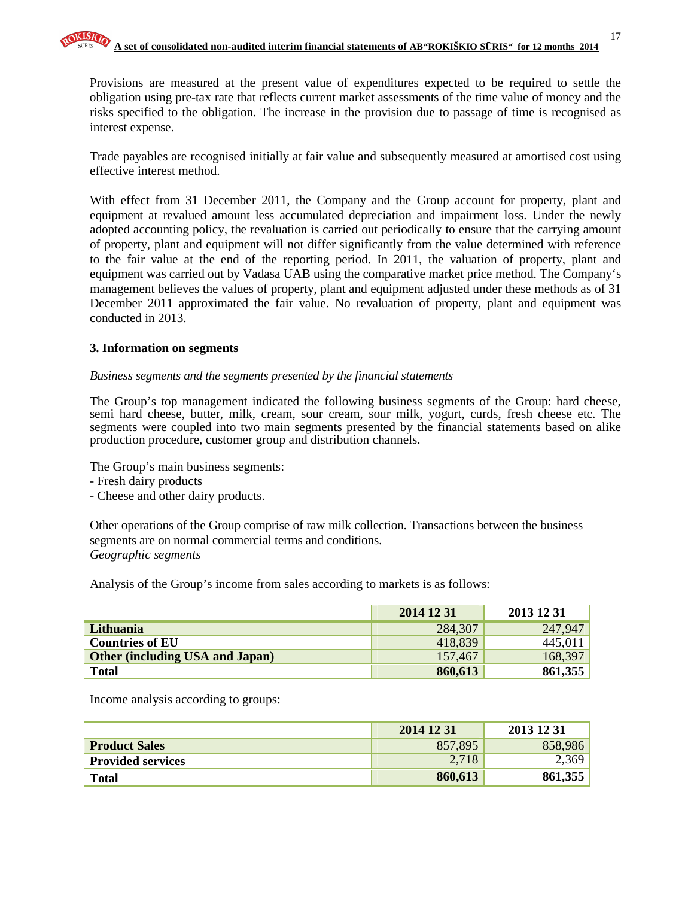Provisions are measured at the present value of expenditures expected to be required to settle the obligation using pre-tax rate that reflects current market assessments of the time value of money and the risks specified to the obligation. The increase in the provision due to passage of time is recognised as interest expense.

Trade payables are recognised initially at fair value and subsequently measured at amortised cost using effective interest method.

With effect from 31 December 2011, the Company and the Group account for property, plant and equipment at revalued amount less accumulated depreciation and impairment loss. Under the newly adopted accounting policy, the revaluation is carried out periodically to ensure that the carrying amount of property, plant and equipment will not differ significantly from the value determined with reference to the fair value at the end of the reporting period. In 2011, the valuation of property, plant and equipment was carried out by Vadasa UAB using the comparative market price method. The Company's management believes the values of property, plant and equipment adjusted under these methods as of 31 December 2011 approximated the fair value. No revaluation of property, plant and equipment was conducted in 2013.

## 3. Information on segments

*Business segments and the segments presented by the financial statements*

The Group's top management indicated the following business segments of the Group: hard cheese, semi hard cheese, butter, milk, cream, sour cream, sour milk, yogurt, curds, fresh cheese etc. The segments were coupled into two main segments presented by the financial statements based on alike production procedure, customer group and distribution channels.

The Group's main business segments:
- Fresh dairy products
- Cheese and other dairy products.

Other operations of the Group comprise of raw milk collection. Transactions between the business segments are on normal commercial terms and conditions.
*Geographic segments*

Analysis of the Group's income from sales according to markets is as follows:

| | 2014 12 31 | 2013 12 31 |
|---|---|---|
| **Lithuania** | 284,307 | 247,947 |
| **Countries of EU** | 418,839 | 445,011 |
| **Other (including USA and Japan)** | 157,467 | 168,397 |
| **Total** | **860,613** | **861,355** |

Income analysis according to groups:

| | 2014 12 31 | 2013 12 31 |
|---|---|---|
| **Product Sales** | 857,895 | 858,986 |
| **Provided services** | 2,718 | 2,369 |
| **Total** | **860,613** | **861,355** |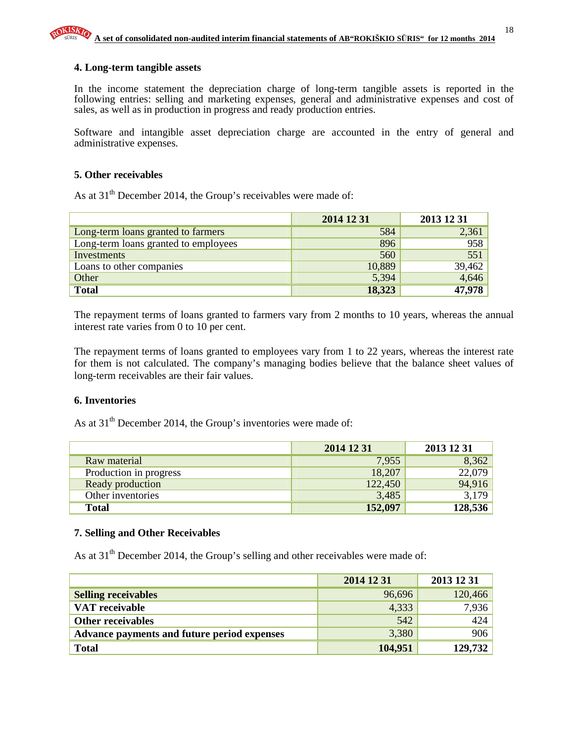## 4. Long-term tangible assets

In the income statement the depreciation charge of long-term tangible assets is reported in the following entries: selling and marketing expenses, general and administrative expenses and cost of sales, as well as in production in progress and ready production entries.

Software and intangible asset depreciation charge are accounted in the entry of general and administrative expenses.

## 5. Other receivables

As at 31th December 2014, the Group's receivables were made of:

| | 2014 12 31 | 2013 12 31 |
|---|---|---|
| Long-term loans granted to farmers | 584 | 2,361 |
| Long-term loans granted to employees | 896 | 958 |
| Investments | 560 | 551 |
| Loans to other companies | 10,889 | 39,462 |
| Other | 5,394 | 4,646 |
| **Total** | **18,323** | **47,978** |

The repayment terms of loans granted to farmers vary from 2 months to 10 years, whereas the annual interest rate varies from 0 to 10 per cent.

The repayment terms of loans granted to employees vary from 1 to 22 years, whereas the interest rate for them is not calculated. The company's managing bodies believe that the balance sheet values of long-term receivables are their fair values.

## 6. Inventories

As at 31th December 2014, the Group's inventories were made of:

| | 2014 12 31 | 2013 12 31 |
|---|---|---|
| Raw material | 7,955 | 8,362 |
| Production in progress | 18,207 | 22,079 |
| Ready production | 122,450 | 94,916 |
| Other inventories | 3,485 | 3,179 |
| **Total** | **152,097** | **128,536** |

## 7. Selling and Other Receivables

As at 31th December 2014, the Group's selling and other receivables were made of:

| | 2014 12 31 | 2013 12 31 |
|---|---|---|
| **Selling receivables** | 96,696 | 120,466 |
| **VAT receivable** | 4,333 | 7,936 |
| **Other receivables** | 542 | 424 |
| **Advance payments and future period expenses** | 3,380 | 906 |
| **Total** | **104,951** | **129,732** |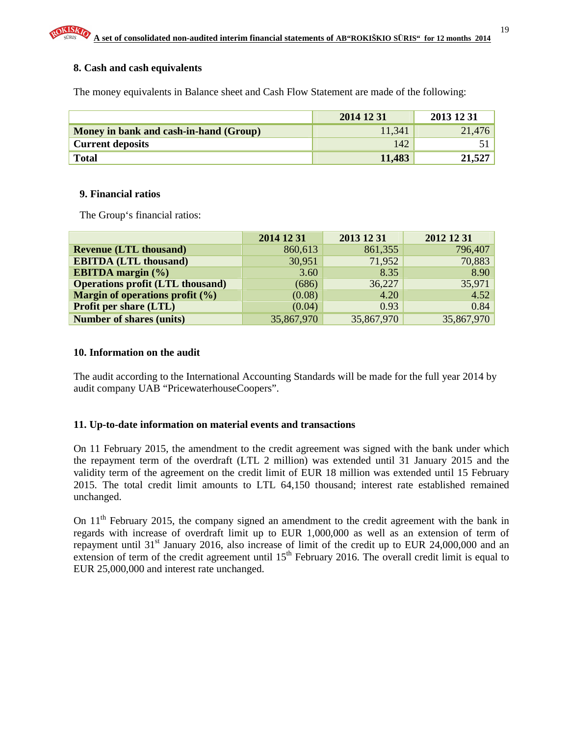## 8. Cash and cash equivalents

The money equivalents in Balance sheet and Cash Flow Statement are made of the following:

| | 2014 12 31 | 2013 12 31 |
|---|---|---|
| **Money in bank and cash-in-hand (Group)** | 11,341 | 21,476 |
| **Current deposits** | 142 | 51 |
| **Total** | **11,483** | **21,527** |

## 9. Financial ratios

The Group's financial ratios:

| | 2014 12 31 | 2013 12 31 | 2012 12 31 |
|---|---|---|---|
| **Revenue (LTL thousand)** | 860,613 | 861,355 | 796,407 |
| **EBITDA (LTL thousand)** | 30,951 | 71,952 | 70,883 |
| **EBITDA margin (%)** | 3.60 | 8.35 | 8.90 |
| **Operations profit (LTL thousand)** | (686) | 36,227 | 35,971 |
| **Margin of operations profit (%)** | (0.08) | 4.20 | 4.52 |
| **Profit per share (LTL)** | (0.04) | 0.93 | 0.84 |
| **Number of shares (units)** | 35,867,970 | 35,867,970 | 35,867,970 |

## 10. Information on the audit

The audit according to the International Accounting Standards will be made for the full year 2014 by audit company UAB "PricewaterhouseCoopers".

## 11. Up-to-date information on material events and transactions

On 11 February 2015, the amendment to the credit agreement was signed with the bank under which the repayment term of the overdraft (LTL 2 million) was extended until 31 January 2015 and the validity term of the agreement on the credit limit of EUR 18 million was extended until 15 February 2015. The total credit limit amounts to LTL 64,150 thousand; interest rate established remained unchanged.

On 11th February 2015, the company signed an amendment to the credit agreement with the bank in regards with increase of overdraft limit up to EUR 1,000,000 as well as an extension of term of repayment until 31st January 2016, also increase of limit of the credit up to EUR 24,000,000 and an extension of term of the credit agreement until 15th February 2016. The overall credit limit is equal to EUR 25,000,000 and interest rate unchanged.